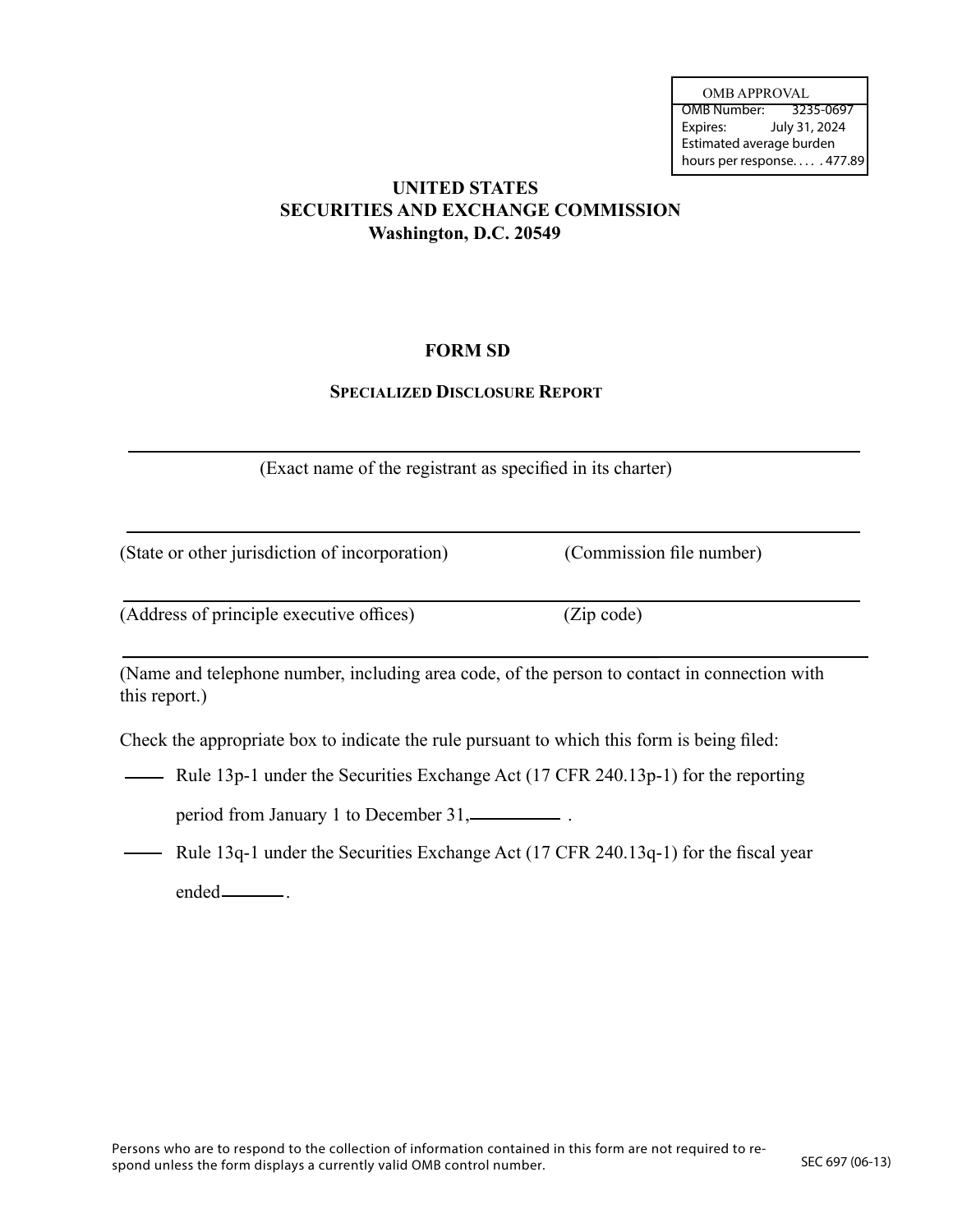| OMB APPROVAL | |
|---|---|
| OMB Number: | 3235-0697 |
| Expires: | July 31, 2024 |
| Estimated average burden hours per response. . . . | 477.89 |

**UNITED STATES**
**SECURITIES AND EXCHANGE COMMISSION**
**Washington, D.C. 20549**

# FORM SD

## Specialized Disclosure Report

\_\_\_\_\_\_\_\_\_\_\_\_\_\_\_\_\_\_\_\_\_\_\_\_\_\_\_\_\_\_\_\_\_\_\_\_\_\_\_\_\_\_\_\_\_\_\_\_\_\_\_\_\_\_\_\_

(Exact name of the registrant as specified in its charter)

\_\_\_\_\_\_\_\_\_\_\_\_\_\_\_\_\_\_\_\_\_\_\_\_\_\_\_\_\_\_\_\_\_\_\_\_\_\_\_\_\_\_\_\_\_\_\_\_\_\_\_\_\_\_\_\_

(State or other jurisdiction of incorporation) (Commission file number)

\_\_\_\_\_\_\_\_\_\_\_\_\_\_\_\_\_\_\_\_\_\_\_\_\_\_\_\_\_\_\_\_\_\_\_\_\_\_\_\_\_\_\_\_\_\_\_\_\_\_\_\_\_\_\_\_

(Address of principle executive offices) (Zip code)

\_\_\_\_\_\_\_\_\_\_\_\_\_\_\_\_\_\_\_\_\_\_\_\_\_\_\_\_\_\_\_\_\_\_\_\_\_\_\_\_\_\_\_\_\_\_\_\_\_\_\_\_\_\_\_\_

(Name and telephone number, including area code, of the person to contact in connection with this report.)

Check the appropriate box to indicate the rule pursuant to which this form is being filed:

\_\_\_\_ Rule 13p-1 under the Securities Exchange Act (17 CFR 240.13p-1) for the reporting period from January 1 to December 31, \_\_\_\_\_\_\_\_ .

\_\_\_\_ Rule 13q-1 under the Securities Exchange Act (17 CFR 240.13q-1) for the fiscal year ended \_\_\_\_\_\_ .

Persons who are to respond to the collection of information contained in this form are not required to respond unless the form displays a currently valid OMB control number.

SEC 697 (06-13)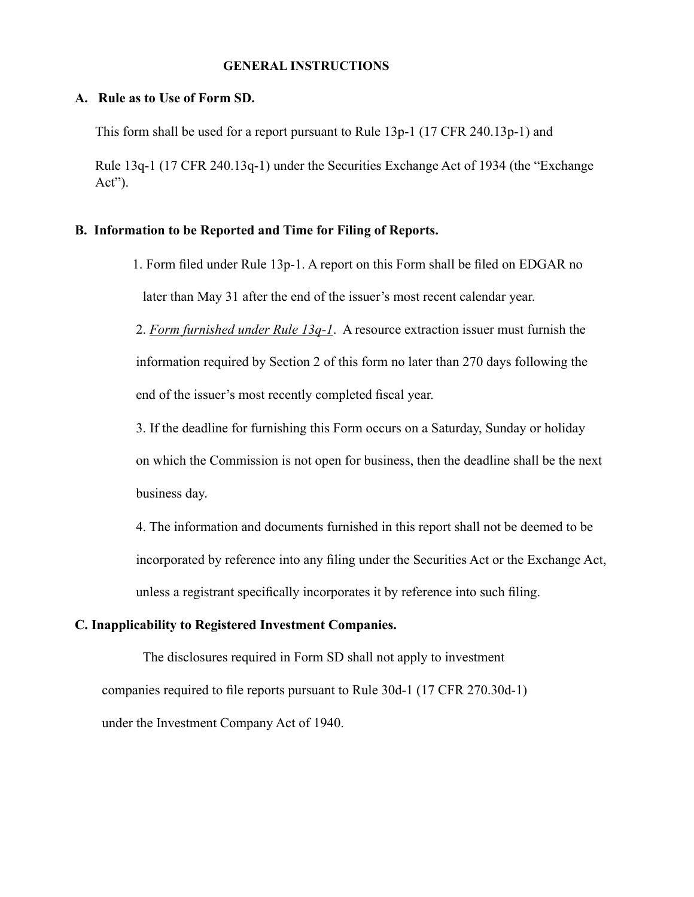## GENERAL INSTRUCTIONS

### A. Rule as to Use of Form SD.

This form shall be used for a report pursuant to Rule 13p-1 (17 CFR 240.13p-1) and

Rule 13q-1 (17 CFR 240.13q-1) under the Securities Exchange Act of 1934 (the "Exchange Act").

### B. Information to be Reported and Time for Filing of Reports.

1. Form filed under Rule 13p-1. A report on this Form shall be filed on EDGAR no later than May 31 after the end of the issuer's most recent calendar year.

2. *Form furnished under Rule 13q-1*. A resource extraction issuer must furnish the information required by Section 2 of this form no later than 270 days following the end of the issuer's most recently completed fiscal year.

3. If the deadline for furnishing this Form occurs on a Saturday, Sunday or holiday on which the Commission is not open for business, then the deadline shall be the next business day.

4. The information and documents furnished in this report shall not be deemed to be incorporated by reference into any filing under the Securities Act or the Exchange Act, unless a registrant specifically incorporates it by reference into such filing.

### C. Inapplicability to Registered Investment Companies.

The disclosures required in Form SD shall not apply to investment companies required to file reports pursuant to Rule 30d-1 (17 CFR 270.30d-1) under the Investment Company Act of 1940.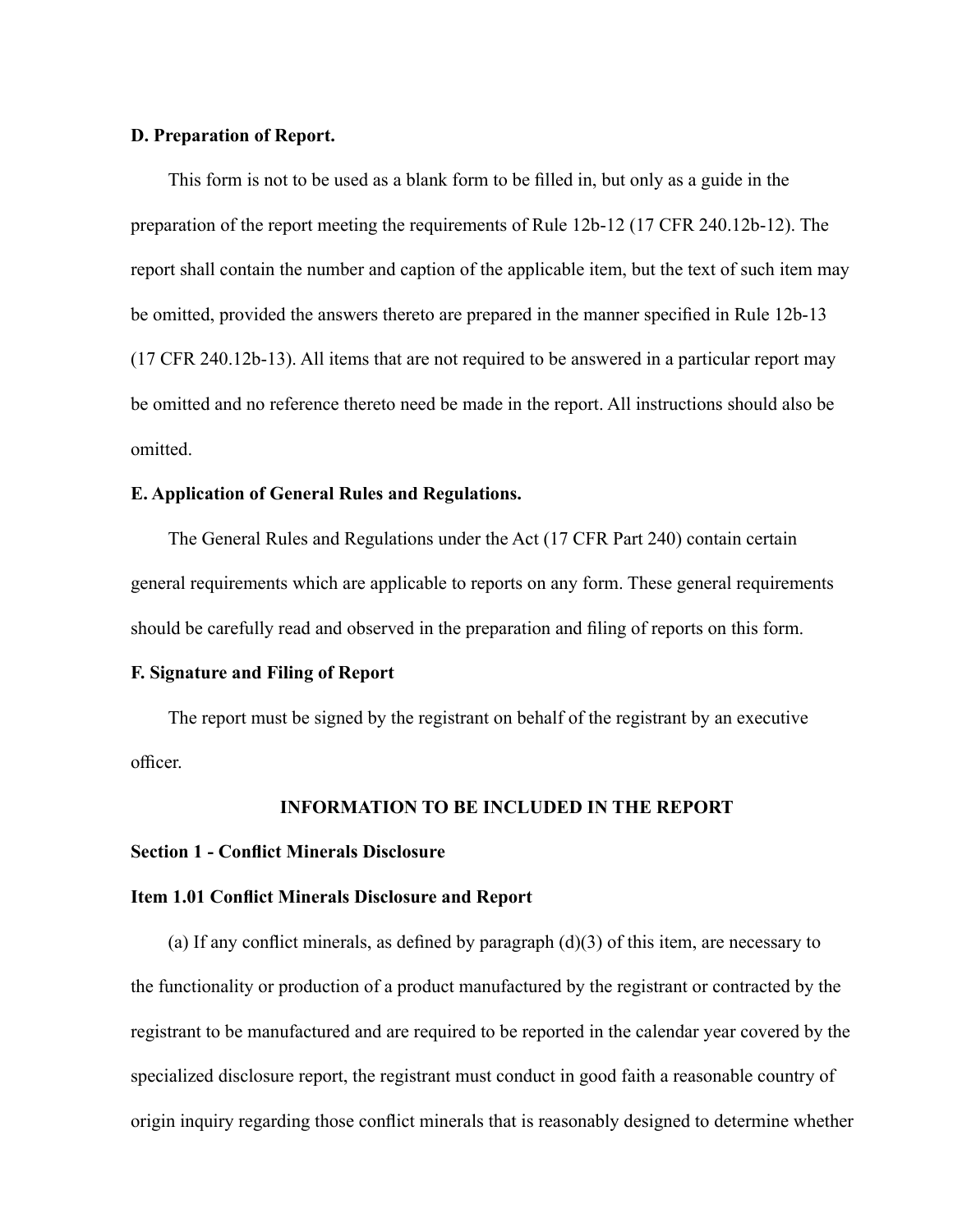**D. Preparation of Report.**

This form is not to be used as a blank form to be filled in, but only as a guide in the preparation of the report meeting the requirements of Rule 12b-12 (17 CFR 240.12b-12). The report shall contain the number and caption of the applicable item, but the text of such item may be omitted, provided the answers thereto are prepared in the manner specified in Rule 12b-13 (17 CFR 240.12b-13). All items that are not required to be answered in a particular report may be omitted and no reference thereto need be made in the report. All instructions should also be omitted.

**E. Application of General Rules and Regulations.**

The General Rules and Regulations under the Act (17 CFR Part 240) contain certain general requirements which are applicable to reports on any form. These general requirements should be carefully read and observed in the preparation and filing of reports on this form.

**F. Signature and Filing of Report**

The report must be signed by the registrant on behalf of the registrant by an executive officer.

## INFORMATION TO BE INCLUDED IN THE REPORT

### Section 1 - Conflict Minerals Disclosure

#### Item 1.01 Conflict Minerals Disclosure and Report

(a) If any conflict minerals, as defined by paragraph (d)(3) of this item, are necessary to the functionality or production of a product manufactured by the registrant or contracted by the registrant to be manufactured and are required to be reported in the calendar year covered by the specialized disclosure report, the registrant must conduct in good faith a reasonable country of origin inquiry regarding those conflict minerals that is reasonably designed to determine whether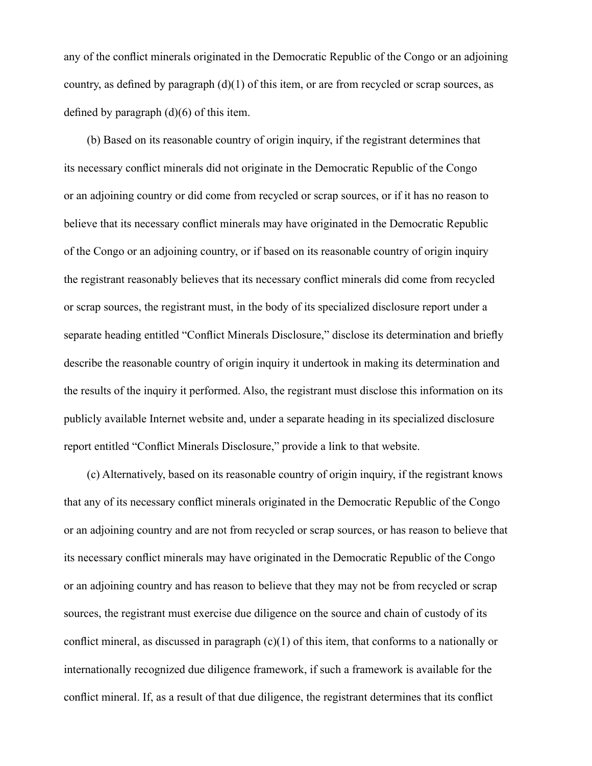any of the conflict minerals originated in the Democratic Republic of the Congo or an adjoining country, as defined by paragraph (d)(1) of this item, or are from recycled or scrap sources, as defined by paragraph (d)(6) of this item.

(b) Based on its reasonable country of origin inquiry, if the registrant determines that its necessary conflict minerals did not originate in the Democratic Republic of the Congo or an adjoining country or did come from recycled or scrap sources, or if it has no reason to believe that its necessary conflict minerals may have originated in the Democratic Republic of the Congo or an adjoining country, or if based on its reasonable country of origin inquiry the registrant reasonably believes that its necessary conflict minerals did come from recycled or scrap sources, the registrant must, in the body of its specialized disclosure report under a separate heading entitled "Conflict Minerals Disclosure," disclose its determination and briefly describe the reasonable country of origin inquiry it undertook in making its determination and the results of the inquiry it performed. Also, the registrant must disclose this information on its publicly available Internet website and, under a separate heading in its specialized disclosure report entitled "Conflict Minerals Disclosure," provide a link to that website.

(c) Alternatively, based on its reasonable country of origin inquiry, if the registrant knows that any of its necessary conflict minerals originated in the Democratic Republic of the Congo or an adjoining country and are not from recycled or scrap sources, or has reason to believe that its necessary conflict minerals may have originated in the Democratic Republic of the Congo or an adjoining country and has reason to believe that they may not be from recycled or scrap sources, the registrant must exercise due diligence on the source and chain of custody of its conflict mineral, as discussed in paragraph (c)(1) of this item, that conforms to a nationally or internationally recognized due diligence framework, if such a framework is available for the conflict mineral. If, as a result of that due diligence, the registrant determines that its conflict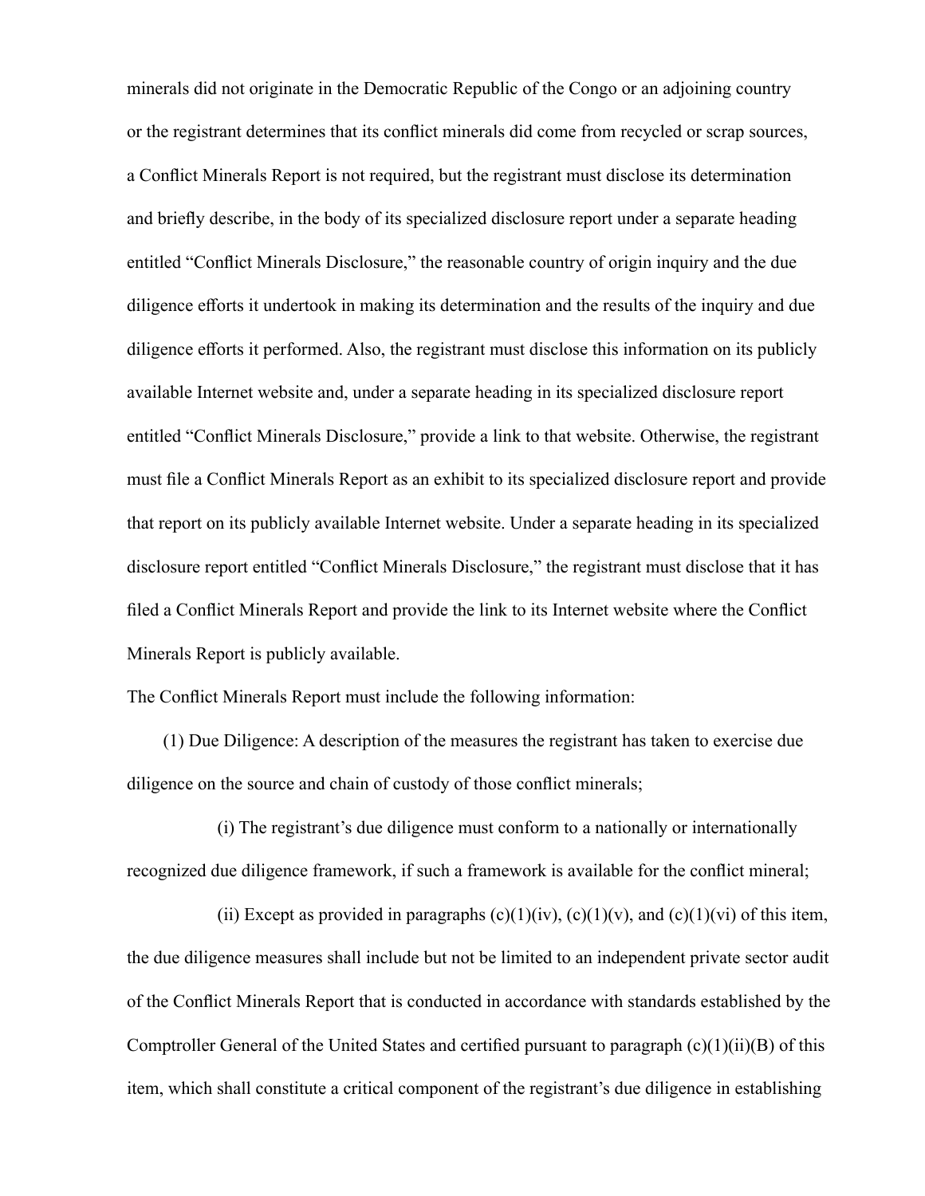minerals did not originate in the Democratic Republic of the Congo or an adjoining country or the registrant determines that its conflict minerals did come from recycled or scrap sources, a Conflict Minerals Report is not required, but the registrant must disclose its determination and briefly describe, in the body of its specialized disclosure report under a separate heading entitled "Conflict Minerals Disclosure," the reasonable country of origin inquiry and the due diligence efforts it undertook in making its determination and the results of the inquiry and due diligence efforts it performed. Also, the registrant must disclose this information on its publicly available Internet website and, under a separate heading in its specialized disclosure report entitled "Conflict Minerals Disclosure," provide a link to that website. Otherwise, the registrant must file a Conflict Minerals Report as an exhibit to its specialized disclosure report and provide that report on its publicly available Internet website. Under a separate heading in its specialized disclosure report entitled "Conflict Minerals Disclosure," the registrant must disclose that it has filed a Conflict Minerals Report and provide the link to its Internet website where the Conflict Minerals Report is publicly available.

The Conflict Minerals Report must include the following information:

(1) Due Diligence: A description of the measures the registrant has taken to exercise due diligence on the source and chain of custody of those conflict minerals;

(i) The registrant's due diligence must conform to a nationally or internationally recognized due diligence framework, if such a framework is available for the conflict mineral;

(ii) Except as provided in paragraphs (c)(1)(iv), (c)(1)(v), and (c)(1)(vi) of this item, the due diligence measures shall include but not be limited to an independent private sector audit of the Conflict Minerals Report that is conducted in accordance with standards established by the Comptroller General of the United States and certified pursuant to paragraph (c)(1)(ii)(B) of this item, which shall constitute a critical component of the registrant's due diligence in establishing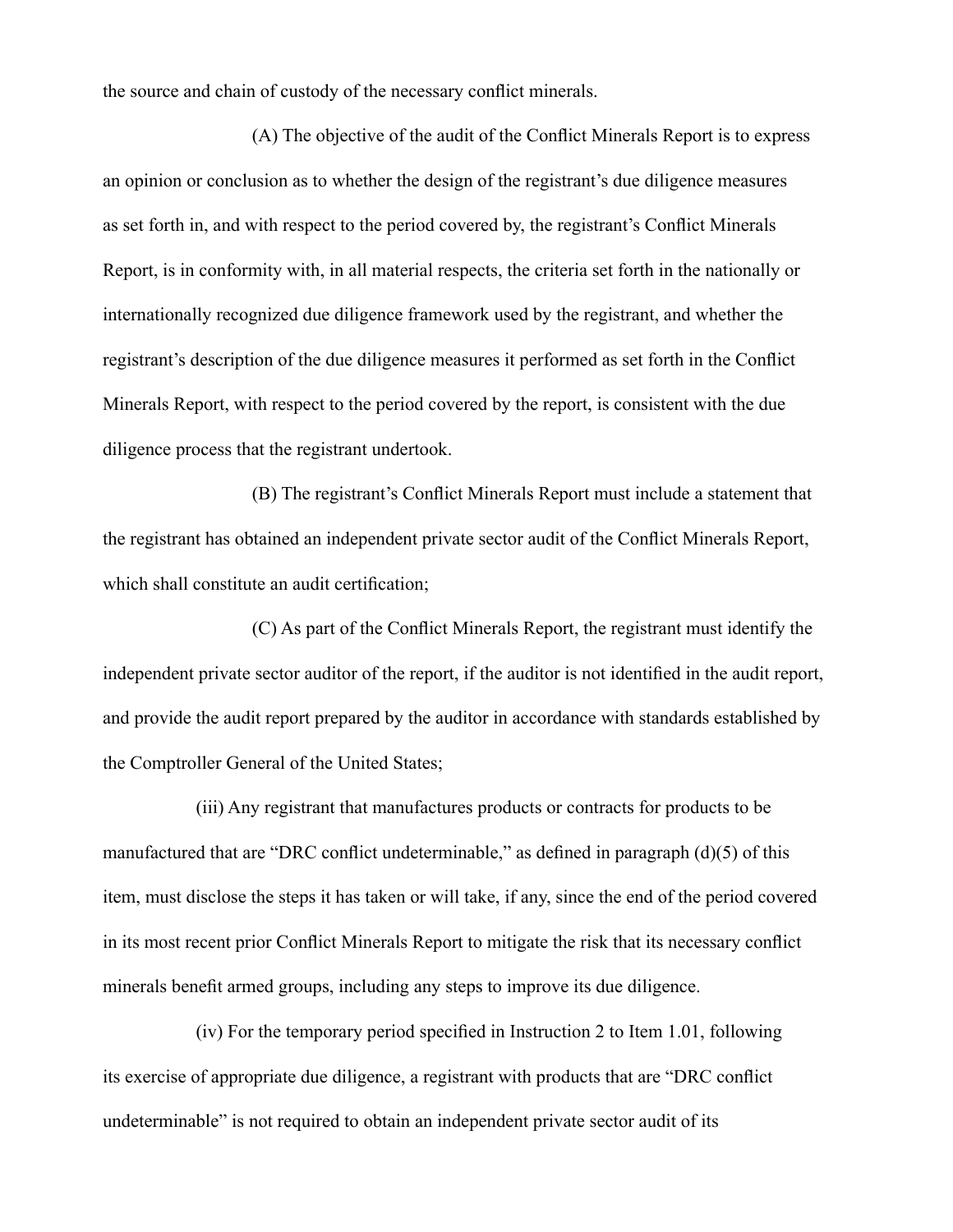the source and chain of custody of the necessary conflict minerals.

(A) The objective of the audit of the Conflict Minerals Report is to express an opinion or conclusion as to whether the design of the registrant's due diligence measures as set forth in, and with respect to the period covered by, the registrant's Conflict Minerals Report, is in conformity with, in all material respects, the criteria set forth in the nationally or internationally recognized due diligence framework used by the registrant, and whether the registrant's description of the due diligence measures it performed as set forth in the Conflict Minerals Report, with respect to the period covered by the report, is consistent with the due diligence process that the registrant undertook.

(B) The registrant's Conflict Minerals Report must include a statement that the registrant has obtained an independent private sector audit of the Conflict Minerals Report, which shall constitute an audit certification;

(C) As part of the Conflict Minerals Report, the registrant must identify the independent private sector auditor of the report, if the auditor is not identified in the audit report, and provide the audit report prepared by the auditor in accordance with standards established by the Comptroller General of the United States;

(iii) Any registrant that manufactures products or contracts for products to be manufactured that are "DRC conflict undeterminable," as defined in paragraph (d)(5) of this item, must disclose the steps it has taken or will take, if any, since the end of the period covered in its most recent prior Conflict Minerals Report to mitigate the risk that its necessary conflict minerals benefit armed groups, including any steps to improve its due diligence.

(iv) For the temporary period specified in Instruction 2 to Item 1.01, following its exercise of appropriate due diligence, a registrant with products that are "DRC conflict undeterminable" is not required to obtain an independent private sector audit of its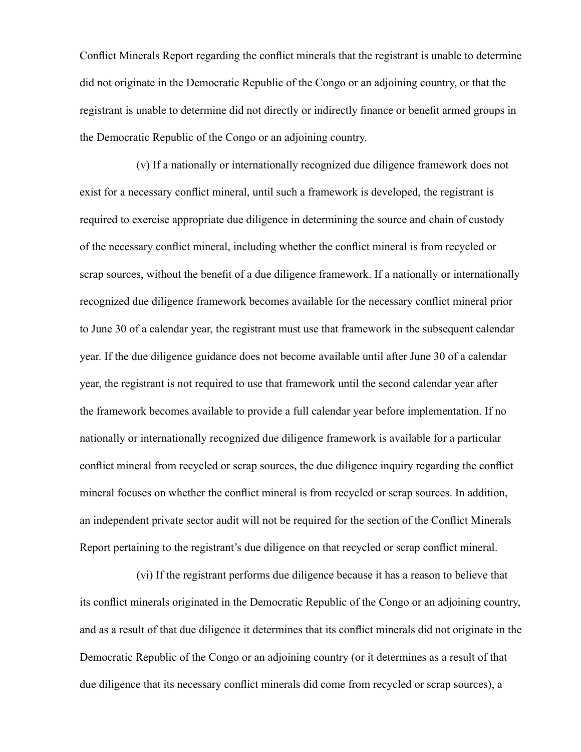Conflict Minerals Report regarding the conflict minerals that the registrant is unable to determine did not originate in the Democratic Republic of the Congo or an adjoining country, or that the registrant is unable to determine did not directly or indirectly finance or benefit armed groups in the Democratic Republic of the Congo or an adjoining country.

(v) If a nationally or internationally recognized due diligence framework does not exist for a necessary conflict mineral, until such a framework is developed, the registrant is required to exercise appropriate due diligence in determining the source and chain of custody of the necessary conflict mineral, including whether the conflict mineral is from recycled or scrap sources, without the benefit of a due diligence framework. If a nationally or internationally recognized due diligence framework becomes available for the necessary conflict mineral prior to June 30 of a calendar year, the registrant must use that framework in the subsequent calendar year. If the due diligence guidance does not become available until after June 30 of a calendar year, the registrant is not required to use that framework until the second calendar year after the framework becomes available to provide a full calendar year before implementation. If no nationally or internationally recognized due diligence framework is available for a particular conflict mineral from recycled or scrap sources, the due diligence inquiry regarding the conflict mineral focuses on whether the conflict mineral is from recycled or scrap sources. In addition, an independent private sector audit will not be required for the section of the Conflict Minerals Report pertaining to the registrant's due diligence on that recycled or scrap conflict mineral.

(vi) If the registrant performs due diligence because it has a reason to believe that its conflict minerals originated in the Democratic Republic of the Congo or an adjoining country, and as a result of that due diligence it determines that its conflict minerals did not originate in the Democratic Republic of the Congo or an adjoining country (or it determines as a result of that due diligence that its necessary conflict minerals did come from recycled or scrap sources), a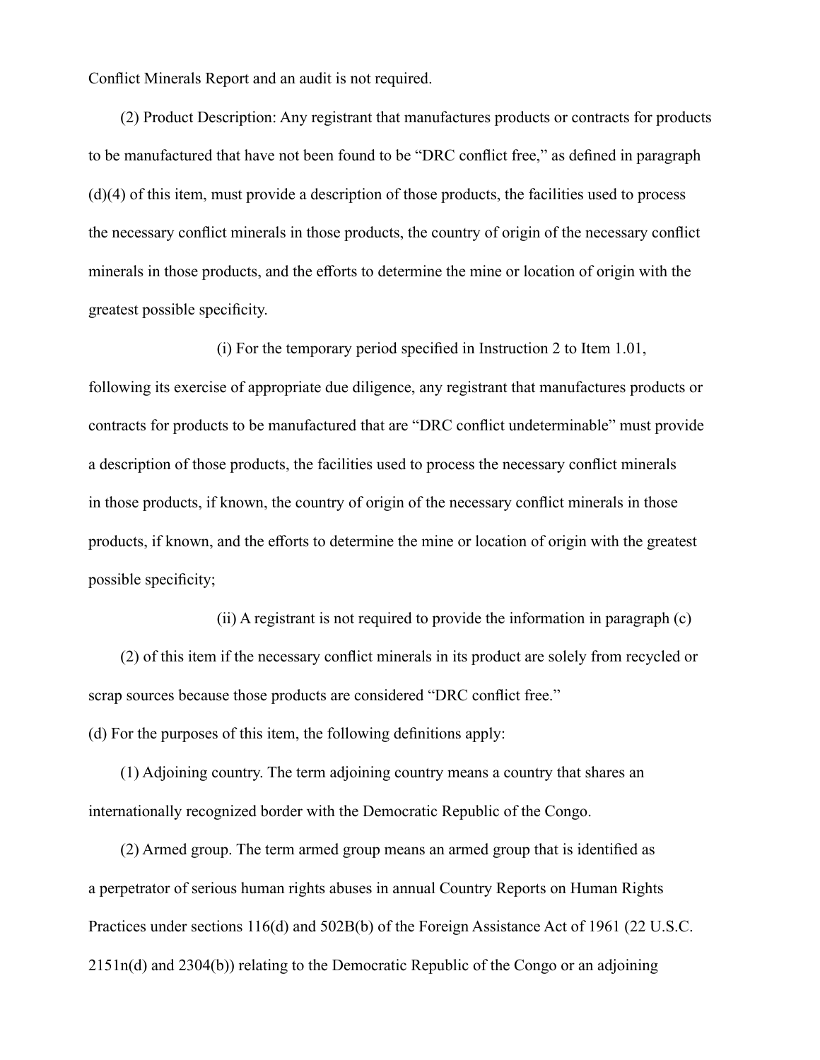Conflict Minerals Report and an audit is not required.

(2) Product Description: Any registrant that manufactures products or contracts for products to be manufactured that have not been found to be "DRC conflict free," as defined in paragraph (d)(4) of this item, must provide a description of those products, the facilities used to process the necessary conflict minerals in those products, the country of origin of the necessary conflict minerals in those products, and the efforts to determine the mine or location of origin with the greatest possible specificity.

(i) For the temporary period specified in Instruction 2 to Item 1.01, following its exercise of appropriate due diligence, any registrant that manufactures products or contracts for products to be manufactured that are "DRC conflict undeterminable" must provide a description of those products, the facilities used to process the necessary conflict minerals in those products, if known, the country of origin of the necessary conflict minerals in those products, if known, and the efforts to determine the mine or location of origin with the greatest possible specificity;

(ii) A registrant is not required to provide the information in paragraph (c)(2) of this item if the necessary conflict minerals in its product are solely from recycled or scrap sources because those products are considered "DRC conflict free."

(d) For the purposes of this item, the following definitions apply:

(1) Adjoining country. The term adjoining country means a country that shares an internationally recognized border with the Democratic Republic of the Congo.

(2) Armed group. The term armed group means an armed group that is identified as a perpetrator of serious human rights abuses in annual Country Reports on Human Rights Practices under sections 116(d) and 502B(b) of the Foreign Assistance Act of 1961 (22 U.S.C. 2151n(d) and 2304(b)) relating to the Democratic Republic of the Congo or an adjoining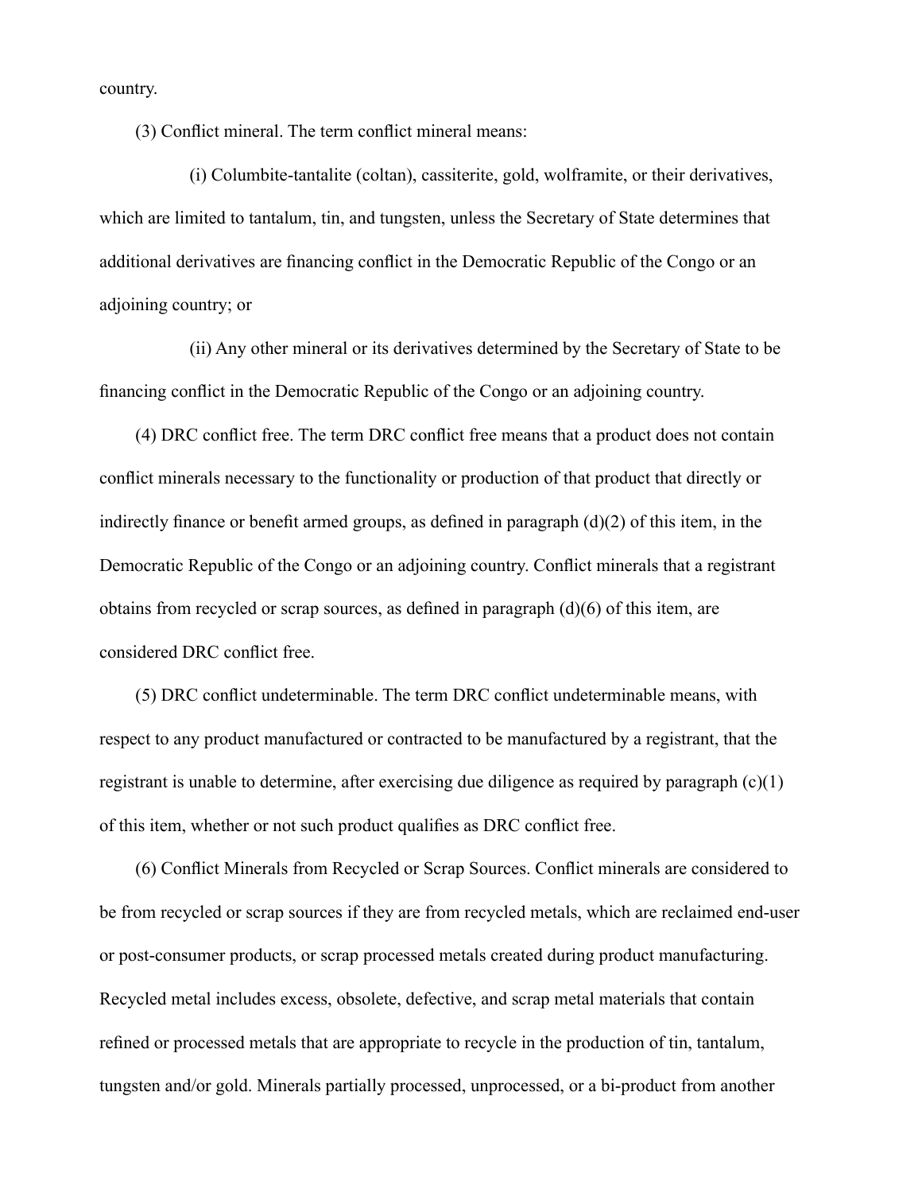country.

(3) Conflict mineral. The term conflict mineral means:

(i) Columbite-tantalite (coltan), cassiterite, gold, wolframite, or their derivatives, which are limited to tantalum, tin, and tungsten, unless the Secretary of State determines that additional derivatives are financing conflict in the Democratic Republic of the Congo or an adjoining country; or

(ii) Any other mineral or its derivatives determined by the Secretary of State to be financing conflict in the Democratic Republic of the Congo or an adjoining country.

(4) DRC conflict free. The term DRC conflict free means that a product does not contain conflict minerals necessary to the functionality or production of that product that directly or indirectly finance or benefit armed groups, as defined in paragraph (d)(2) of this item, in the Democratic Republic of the Congo or an adjoining country. Conflict minerals that a registrant obtains from recycled or scrap sources, as defined in paragraph (d)(6) of this item, are considered DRC conflict free.

(5) DRC conflict undeterminable. The term DRC conflict undeterminable means, with respect to any product manufactured or contracted to be manufactured by a registrant, that the registrant is unable to determine, after exercising due diligence as required by paragraph (c)(1) of this item, whether or not such product qualifies as DRC conflict free.

(6) Conflict Minerals from Recycled or Scrap Sources. Conflict minerals are considered to be from recycled or scrap sources if they are from recycled metals, which are reclaimed end-user or post-consumer products, or scrap processed metals created during product manufacturing. Recycled metal includes excess, obsolete, defective, and scrap metal materials that contain refined or processed metals that are appropriate to recycle in the production of tin, tantalum, tungsten and/or gold. Minerals partially processed, unprocessed, or a bi-product from another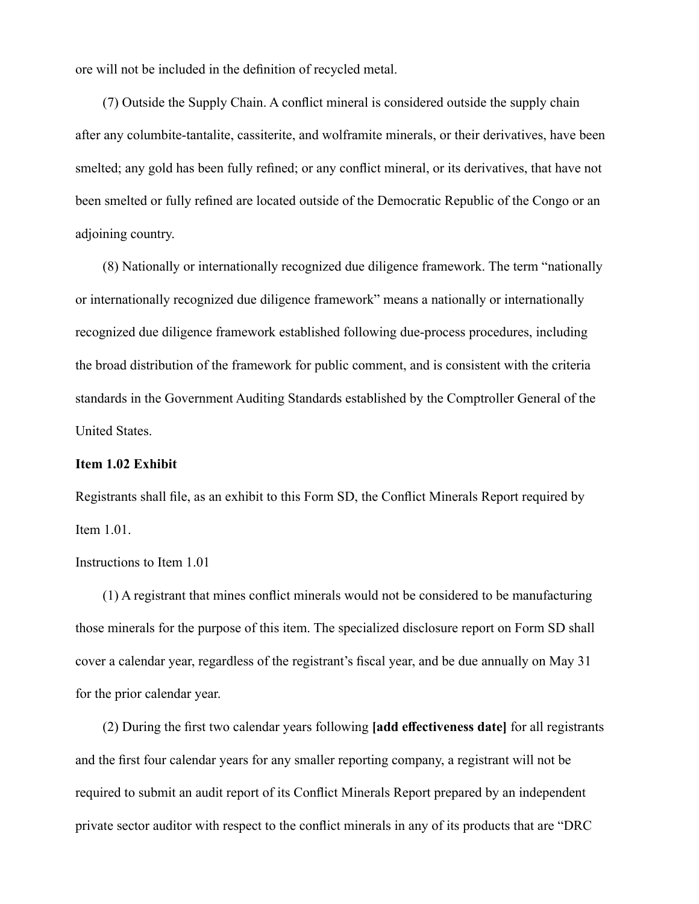ore will not be included in the definition of recycled metal.

(7) Outside the Supply Chain. A conflict mineral is considered outside the supply chain after any columbite-tantalite, cassiterite, and wolframite minerals, or their derivatives, have been smelted; any gold has been fully refined; or any conflict mineral, or its derivatives, that have not been smelted or fully refined are located outside of the Democratic Republic of the Congo or an adjoining country.

(8) Nationally or internationally recognized due diligence framework. The term "nationally or internationally recognized due diligence framework" means a nationally or internationally recognized due diligence framework established following due-process procedures, including the broad distribution of the framework for public comment, and is consistent with the criteria standards in the Government Auditing Standards established by the Comptroller General of the United States.

**Item 1.02 Exhibit**

Registrants shall file, as an exhibit to this Form SD, the Conflict Minerals Report required by Item 1.01.

Instructions to Item 1.01

(1) A registrant that mines conflict minerals would not be considered to be manufacturing those minerals for the purpose of this item. The specialized disclosure report on Form SD shall cover a calendar year, regardless of the registrant's fiscal year, and be due annually on May 31 for the prior calendar year.

(2) During the first two calendar years following **[add effectiveness date]** for all registrants and the first four calendar years for any smaller reporting company, a registrant will not be required to submit an audit report of its Conflict Minerals Report prepared by an independent private sector auditor with respect to the conflict minerals in any of its products that are "DRC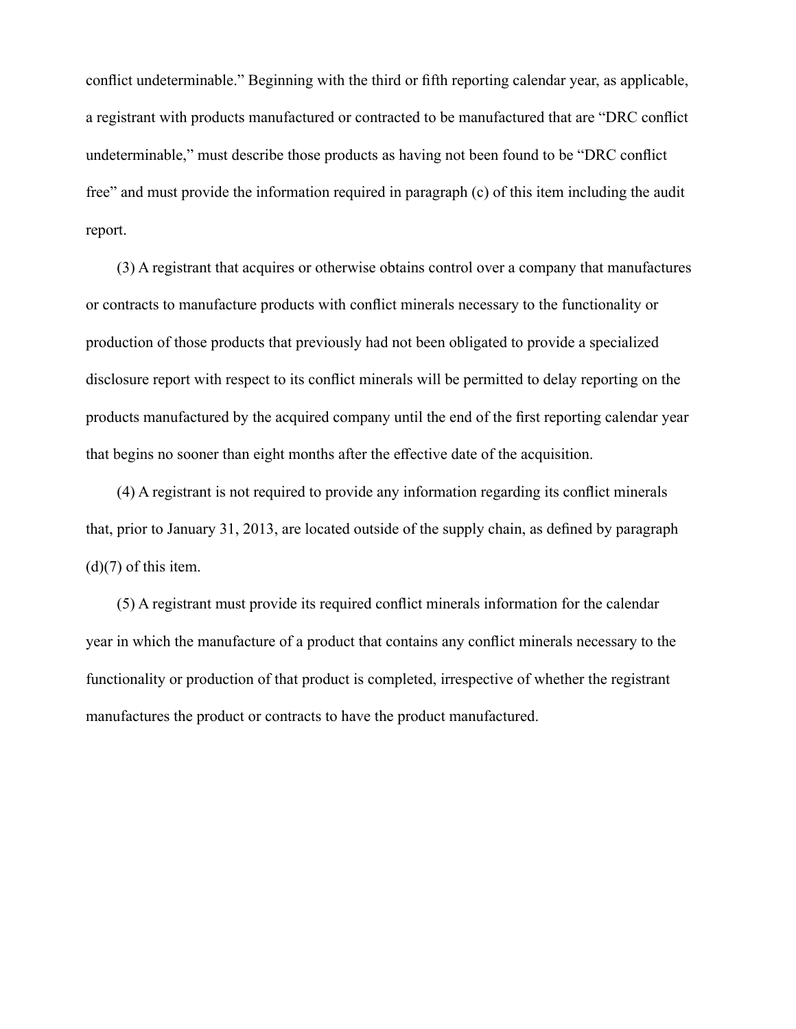conflict undeterminable." Beginning with the third or fifth reporting calendar year, as applicable, a registrant with products manufactured or contracted to be manufactured that are "DRC conflict undeterminable," must describe those products as having not been found to be "DRC conflict free" and must provide the information required in paragraph (c) of this item including the audit report.

(3) A registrant that acquires or otherwise obtains control over a company that manufactures or contracts to manufacture products with conflict minerals necessary to the functionality or production of those products that previously had not been obligated to provide a specialized disclosure report with respect to its conflict minerals will be permitted to delay reporting on the products manufactured by the acquired company until the end of the first reporting calendar year that begins no sooner than eight months after the effective date of the acquisition.

(4) A registrant is not required to provide any information regarding its conflict minerals that, prior to January 31, 2013, are located outside of the supply chain, as defined by paragraph (d)(7) of this item.

(5) A registrant must provide its required conflict minerals information for the calendar year in which the manufacture of a product that contains any conflict minerals necessary to the functionality or production of that product is completed, irrespective of whether the registrant manufactures the product or contracts to have the product manufactured.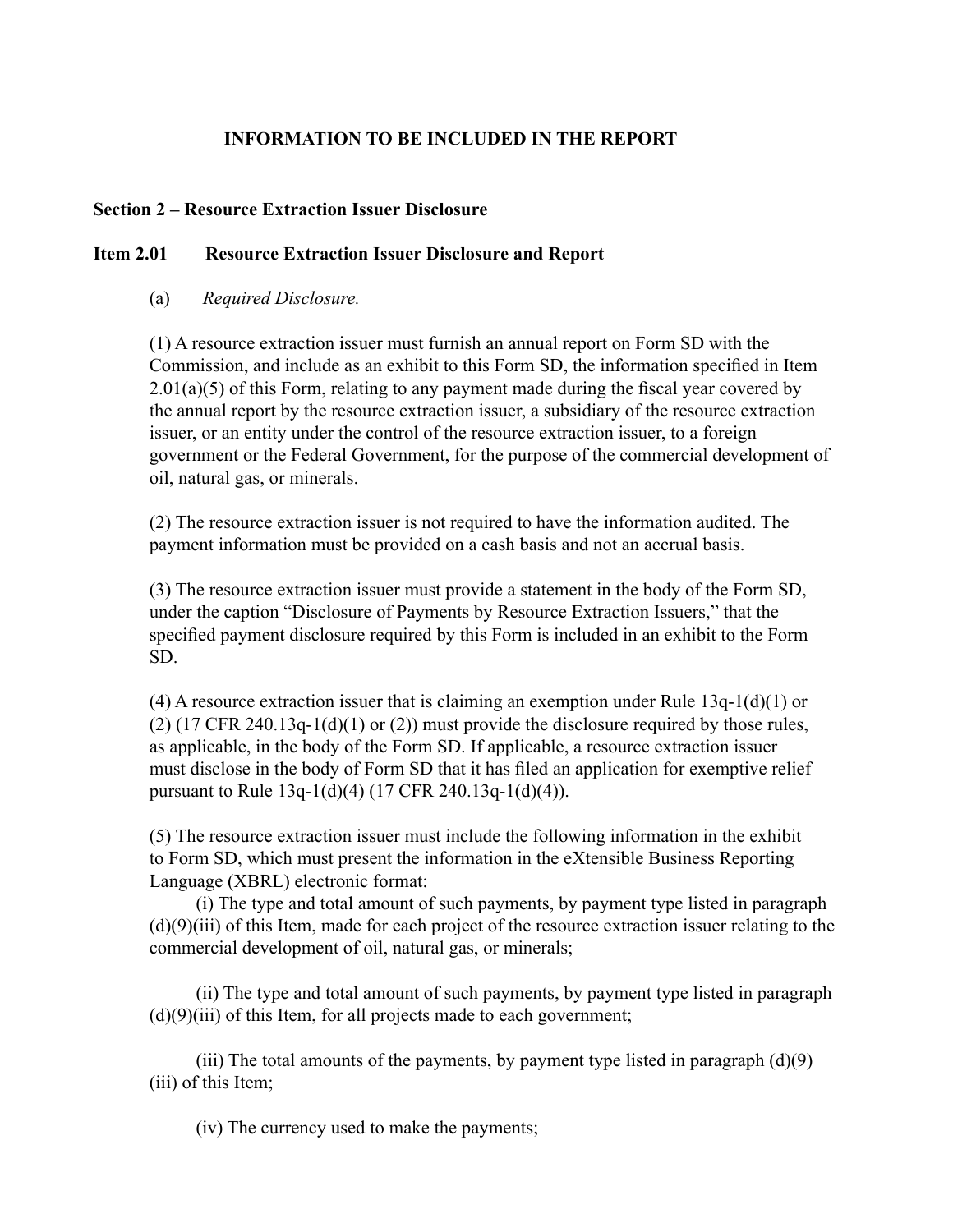## INFORMATION TO BE INCLUDED IN THE REPORT

### Section 2 – Resource Extraction Issuer Disclosure

### Item 2.01 Resource Extraction Issuer Disclosure and Report

(a) *Required Disclosure.*

(1) A resource extraction issuer must furnish an annual report on Form SD with the Commission, and include as an exhibit to this Form SD, the information specified in Item 2.01(a)(5) of this Form, relating to any payment made during the fiscal year covered by the annual report by the resource extraction issuer, a subsidiary of the resource extraction issuer, or an entity under the control of the resource extraction issuer, to a foreign government or the Federal Government, for the purpose of the commercial development of oil, natural gas, or minerals.

(2) The resource extraction issuer is not required to have the information audited. The payment information must be provided on a cash basis and not an accrual basis.

(3) The resource extraction issuer must provide a statement in the body of the Form SD, under the caption "Disclosure of Payments by Resource Extraction Issuers," that the specified payment disclosure required by this Form is included in an exhibit to the Form SD.

(4) A resource extraction issuer that is claiming an exemption under Rule 13q-1(d)(1) or (2) (17 CFR 240.13q-1(d)(1) or (2)) must provide the disclosure required by those rules, as applicable, in the body of the Form SD. If applicable, a resource extraction issuer must disclose in the body of Form SD that it has filed an application for exemptive relief pursuant to Rule 13q-1(d)(4) (17 CFR 240.13q-1(d)(4)).

(5) The resource extraction issuer must include the following information in the exhibit to Form SD, which must present the information in the eXtensible Business Reporting Language (XBRL) electronic format:

(i) The type and total amount of such payments, by payment type listed in paragraph (d)(9)(iii) of this Item, made for each project of the resource extraction issuer relating to the commercial development of oil, natural gas, or minerals;

(ii) The type and total amount of such payments, by payment type listed in paragraph (d)(9)(iii) of this Item, for all projects made to each government;

(iii) The total amounts of the payments, by payment type listed in paragraph (d)(9)(iii) of this Item;

(iv) The currency used to make the payments;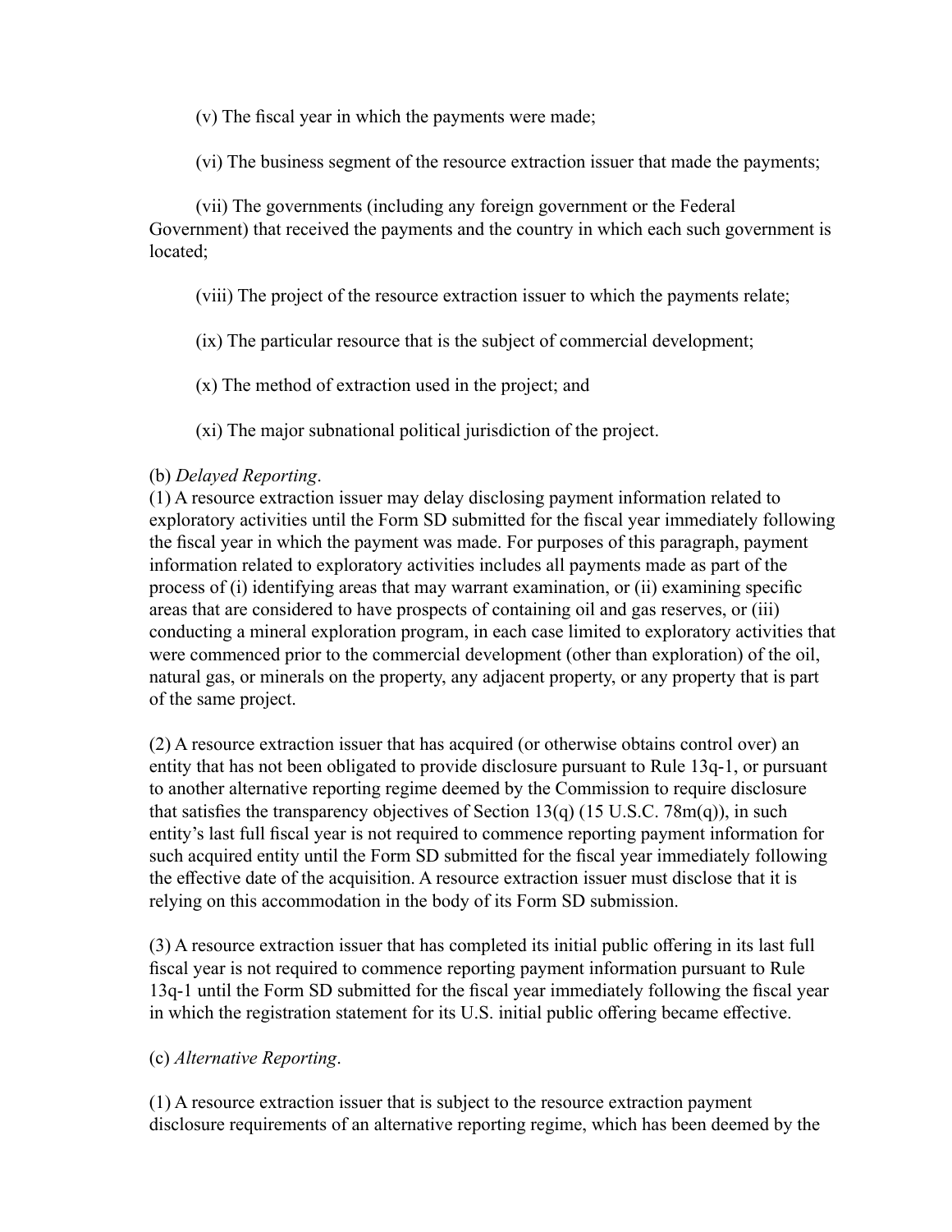(v) The fiscal year in which the payments were made;

(vi) The business segment of the resource extraction issuer that made the payments;

(vii) The governments (including any foreign government or the Federal Government) that received the payments and the country in which each such government is located;

(viii) The project of the resource extraction issuer to which the payments relate;

(ix) The particular resource that is the subject of commercial development;

(x) The method of extraction used in the project; and

(xi) The major subnational political jurisdiction of the project.

(b) *Delayed Reporting*.
(1) A resource extraction issuer may delay disclosing payment information related to exploratory activities until the Form SD submitted for the fiscal year immediately following the fiscal year in which the payment was made. For purposes of this paragraph, payment information related to exploratory activities includes all payments made as part of the process of (i) identifying areas that may warrant examination, or (ii) examining specific areas that are considered to have prospects of containing oil and gas reserves, or (iii) conducting a mineral exploration program, in each case limited to exploratory activities that were commenced prior to the commercial development (other than exploration) of the oil, natural gas, or minerals on the property, any adjacent property, or any property that is part of the same project.

(2) A resource extraction issuer that has acquired (or otherwise obtains control over) an entity that has not been obligated to provide disclosure pursuant to Rule 13q-1, or pursuant to another alternative reporting regime deemed by the Commission to require disclosure that satisfies the transparency objectives of Section 13(q) (15 U.S.C. 78m(q)), in such entity's last full fiscal year is not required to commence reporting payment information for such acquired entity until the Form SD submitted for the fiscal year immediately following the effective date of the acquisition. A resource extraction issuer must disclose that it is relying on this accommodation in the body of its Form SD submission.

(3) A resource extraction issuer that has completed its initial public offering in its last full fiscal year is not required to commence reporting payment information pursuant to Rule 13q-1 until the Form SD submitted for the fiscal year immediately following the fiscal year in which the registration statement for its U.S. initial public offering became effective.

(c) *Alternative Reporting*.

(1) A resource extraction issuer that is subject to the resource extraction payment disclosure requirements of an alternative reporting regime, which has been deemed by the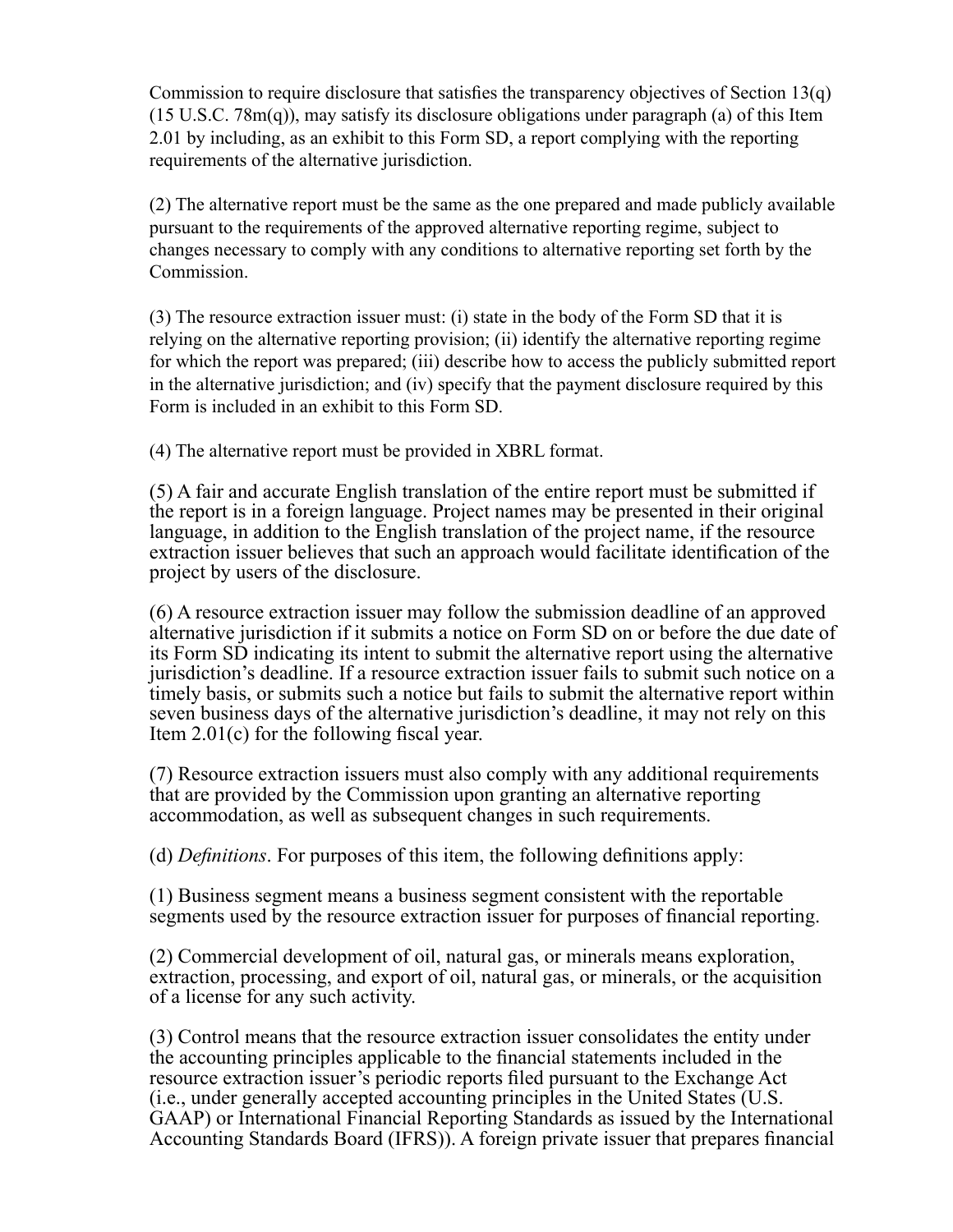Commission to require disclosure that satisfies the transparency objectives of Section 13(q) (15 U.S.C. 78m(q)), may satisfy its disclosure obligations under paragraph (a) of this Item 2.01 by including, as an exhibit to this Form SD, a report complying with the reporting requirements of the alternative jurisdiction.

(2) The alternative report must be the same as the one prepared and made publicly available pursuant to the requirements of the approved alternative reporting regime, subject to changes necessary to comply with any conditions to alternative reporting set forth by the Commission.

(3) The resource extraction issuer must: (i) state in the body of the Form SD that it is relying on the alternative reporting provision; (ii) identify the alternative reporting regime for which the report was prepared; (iii) describe how to access the publicly submitted report in the alternative jurisdiction; and (iv) specify that the payment disclosure required by this Form is included in an exhibit to this Form SD.

(4) The alternative report must be provided in XBRL format.

(5) A fair and accurate English translation of the entire report must be submitted if the report is in a foreign language. Project names may be presented in their original language, in addition to the English translation of the project name, if the resource extraction issuer believes that such an approach would facilitate identification of the project by users of the disclosure.

(6) A resource extraction issuer may follow the submission deadline of an approved alternative jurisdiction if it submits a notice on Form SD on or before the due date of its Form SD indicating its intent to submit the alternative report using the alternative jurisdiction's deadline. If a resource extraction issuer fails to submit such notice on a timely basis, or submits such a notice but fails to submit the alternative report within seven business days of the alternative jurisdiction's deadline, it may not rely on this Item 2.01(c) for the following fiscal year.

(7) Resource extraction issuers must also comply with any additional requirements that are provided by the Commission upon granting an alternative reporting accommodation, as well as subsequent changes in such requirements.

(d) *Definitions*. For purposes of this item, the following definitions apply:

(1) Business segment means a business segment consistent with the reportable segments used by the resource extraction issuer for purposes of financial reporting.

(2) Commercial development of oil, natural gas, or minerals means exploration, extraction, processing, and export of oil, natural gas, or minerals, or the acquisition of a license for any such activity.

(3) Control means that the resource extraction issuer consolidates the entity under the accounting principles applicable to the financial statements included in the resource extraction issuer's periodic reports filed pursuant to the Exchange Act (i.e., under generally accepted accounting principles in the United States (U.S. GAAP) or International Financial Reporting Standards as issued by the International Accounting Standards Board (IFRS)). A foreign private issuer that prepares financial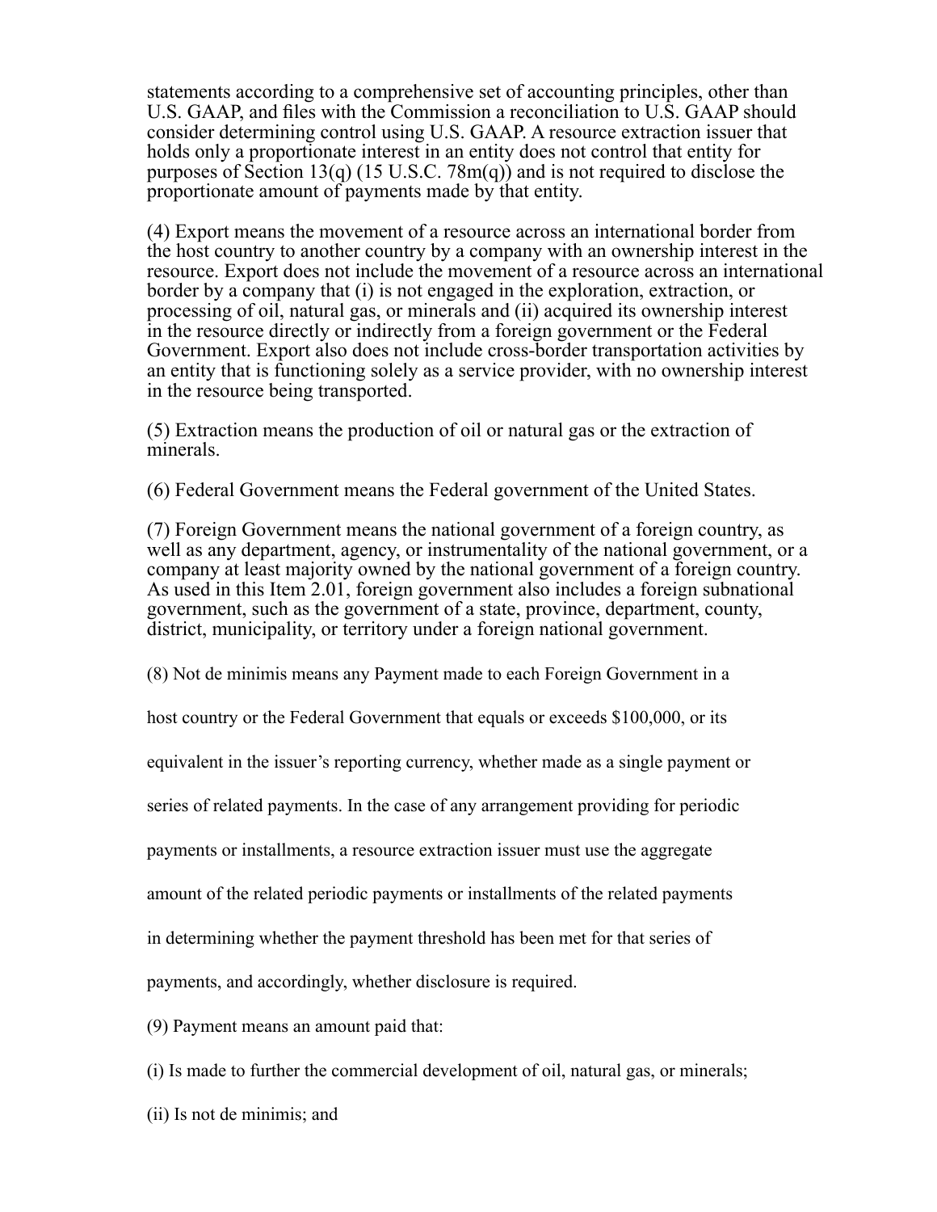statements according to a comprehensive set of accounting principles, other than U.S. GAAP, and files with the Commission a reconciliation to U.S. GAAP should consider determining control using U.S. GAAP. A resource extraction issuer that holds only a proportionate interest in an entity does not control that entity for purposes of Section 13(q) (15 U.S.C. 78m(q)) and is not required to disclose the proportionate amount of payments made by that entity.

(4) Export means the movement of a resource across an international border from the host country to another country by a company with an ownership interest in the resource. Export does not include the movement of a resource across an international border by a company that (i) is not engaged in the exploration, extraction, or processing of oil, natural gas, or minerals and (ii) acquired its ownership interest in the resource directly or indirectly from a foreign government or the Federal Government. Export also does not include cross-border transportation activities by an entity that is functioning solely as a service provider, with no ownership interest in the resource being transported.

(5) Extraction means the production of oil or natural gas or the extraction of minerals.

(6) Federal Government means the Federal government of the United States.

(7) Foreign Government means the national government of a foreign country, as well as any department, agency, or instrumentality of the national government, or a company at least majority owned by the national government of a foreign country. As used in this Item 2.01, foreign government also includes a foreign subnational government, such as the government of a state, province, department, county, district, municipality, or territory under a foreign national government.

(8) Not de minimis means any Payment made to each Foreign Government in a host country or the Federal Government that equals or exceeds $100,000, or its equivalent in the issuer's reporting currency, whether made as a single payment or series of related payments. In the case of any arrangement providing for periodic payments or installments, a resource extraction issuer must use the aggregate amount of the related periodic payments or installments of the related payments in determining whether the payment threshold has been met for that series of payments, and accordingly, whether disclosure is required.

(9) Payment means an amount paid that:

(i) Is made to further the commercial development of oil, natural gas, or minerals;

(ii) Is not de minimis; and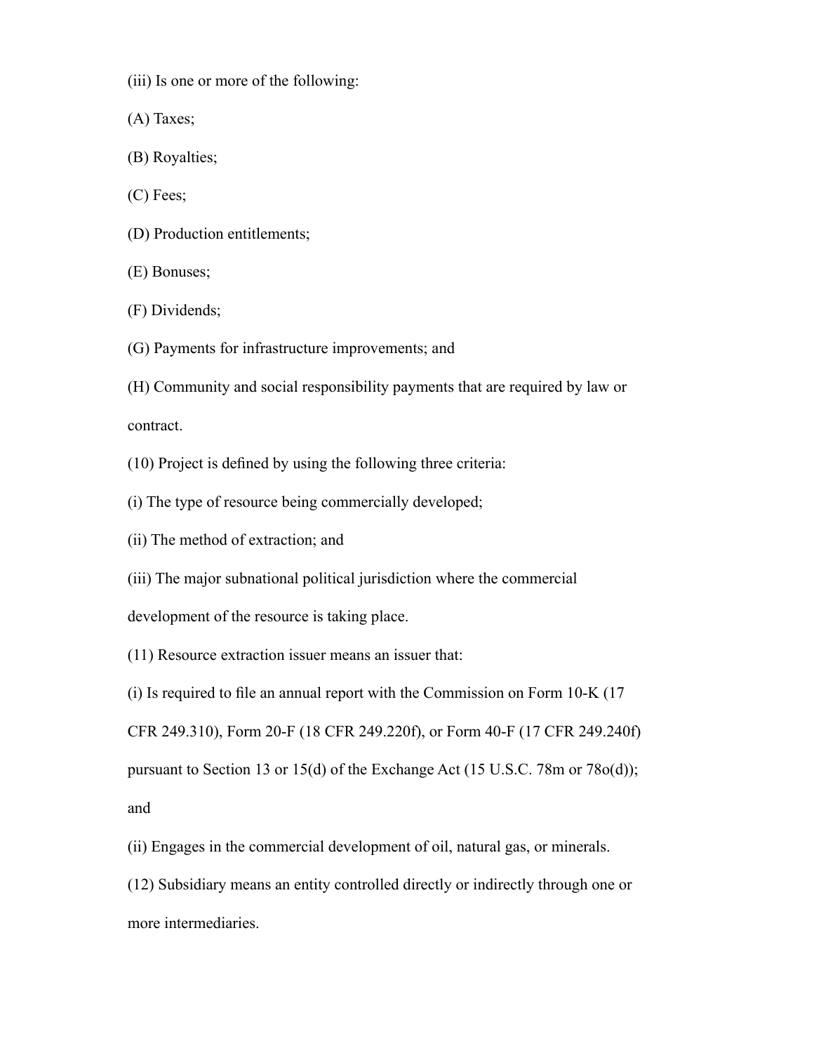(iii) Is one or more of the following:

(A) Taxes;

(B) Royalties;

(C) Fees;

(D) Production entitlements;

(E) Bonuses;

(F) Dividends;

(G) Payments for infrastructure improvements; and

(H) Community and social responsibility payments that are required by law or contract.

(10) Project is defined by using the following three criteria:

(i) The type of resource being commercially developed;

(ii) The method of extraction; and

(iii) The major subnational political jurisdiction where the commercial development of the resource is taking place.

(11) Resource extraction issuer means an issuer that:

(i) Is required to file an annual report with the Commission on Form 10-K (17 CFR 249.310), Form 20-F (18 CFR 249.220f), or Form 40-F (17 CFR 249.240f) pursuant to Section 13 or 15(d) of the Exchange Act (15 U.S.C. 78m or 78o(d)); and

(ii) Engages in the commercial development of oil, natural gas, or minerals.

(12) Subsidiary means an entity controlled directly or indirectly through one or more intermediaries.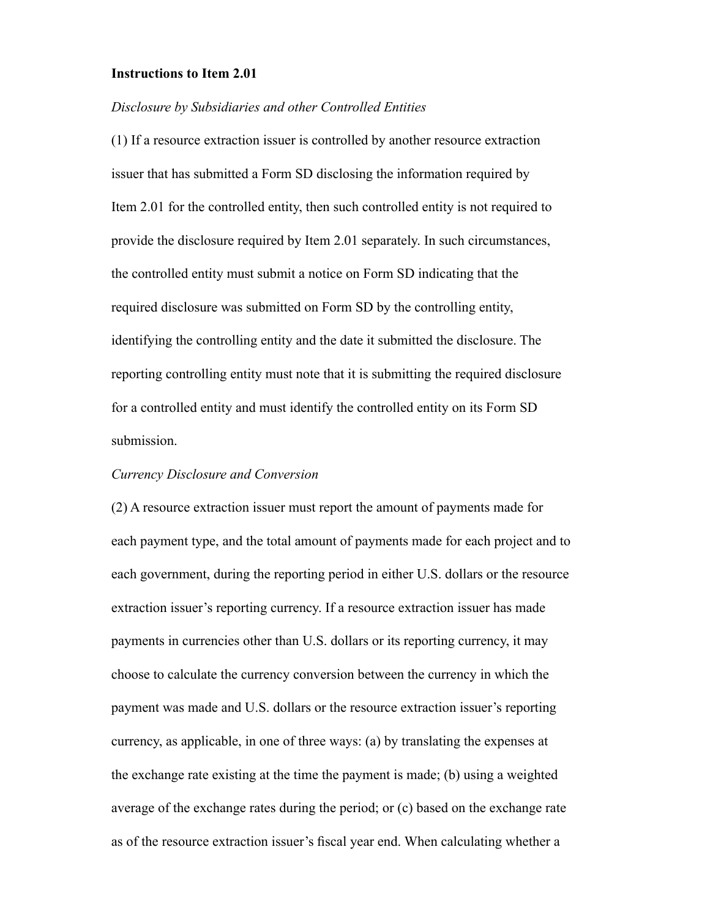**Instructions to Item 2.01**

*Disclosure by Subsidiaries and other Controlled Entities*

(1) If a resource extraction issuer is controlled by another resource extraction issuer that has submitted a Form SD disclosing the information required by Item 2.01 for the controlled entity, then such controlled entity is not required to provide the disclosure required by Item 2.01 separately. In such circumstances, the controlled entity must submit a notice on Form SD indicating that the required disclosure was submitted on Form SD by the controlling entity, identifying the controlling entity and the date it submitted the disclosure. The reporting controlling entity must note that it is submitting the required disclosure for a controlled entity and must identify the controlled entity on its Form SD submission.

*Currency Disclosure and Conversion*

(2) A resource extraction issuer must report the amount of payments made for each payment type, and the total amount of payments made for each project and to each government, during the reporting period in either U.S. dollars or the resource extraction issuer's reporting currency. If a resource extraction issuer has made payments in currencies other than U.S. dollars or its reporting currency, it may choose to calculate the currency conversion between the currency in which the payment was made and U.S. dollars or the resource extraction issuer's reporting currency, as applicable, in one of three ways: (a) by translating the expenses at the exchange rate existing at the time the payment is made; (b) using a weighted average of the exchange rates during the period; or (c) based on the exchange rate as of the resource extraction issuer's fiscal year end. When calculating whether a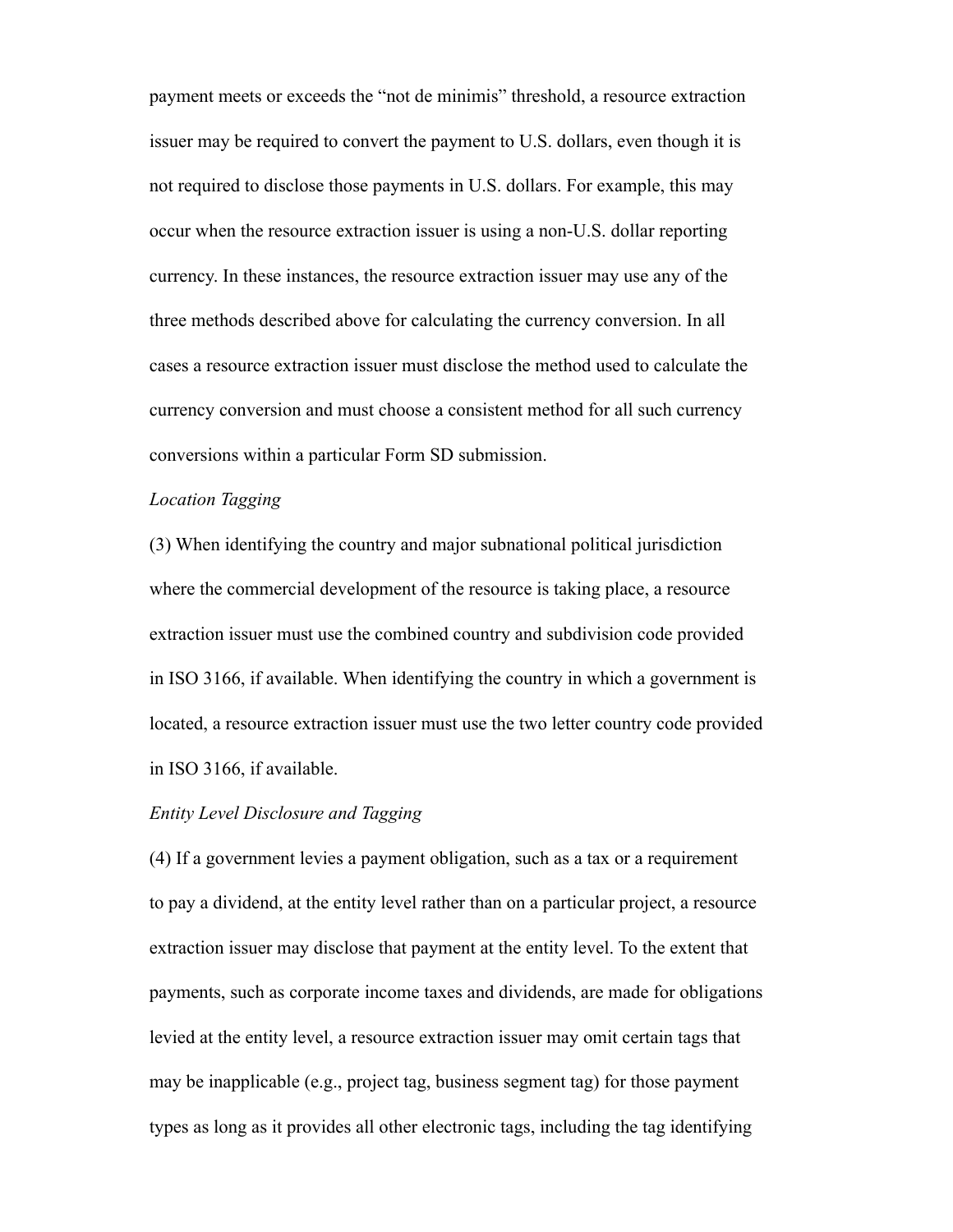payment meets or exceeds the “not de minimis” threshold, a resource extraction issuer may be required to convert the payment to U.S. dollars, even though it is not required to disclose those payments in U.S. dollars. For example, this may occur when the resource extraction issuer is using a non-U.S. dollar reporting currency. In these instances, the resource extraction issuer may use any of the three methods described above for calculating the currency conversion. In all cases a resource extraction issuer must disclose the method used to calculate the currency conversion and must choose a consistent method for all such currency conversions within a particular Form SD submission.

*Location Tagging*

(3) When identifying the country and major subnational political jurisdiction where the commercial development of the resource is taking place, a resource extraction issuer must use the combined country and subdivision code provided in ISO 3166, if available. When identifying the country in which a government is located, a resource extraction issuer must use the two letter country code provided in ISO 3166, if available.

*Entity Level Disclosure and Tagging*

(4) If a government levies a payment obligation, such as a tax or a requirement to pay a dividend, at the entity level rather than on a particular project, a resource extraction issuer may disclose that payment at the entity level. To the extent that payments, such as corporate income taxes and dividends, are made for obligations levied at the entity level, a resource extraction issuer may omit certain tags that may be inapplicable (e.g., project tag, business segment tag) for those payment types as long as it provides all other electronic tags, including the tag identifying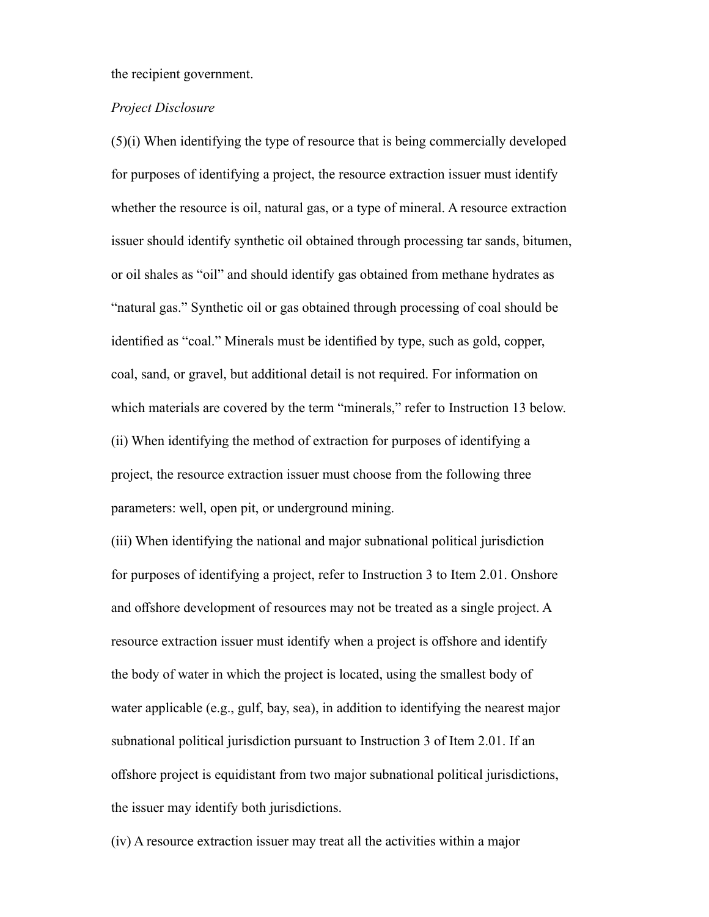the recipient government.

*Project Disclosure*

(5)(i) When identifying the type of resource that is being commercially developed for purposes of identifying a project, the resource extraction issuer must identify whether the resource is oil, natural gas, or a type of mineral. A resource extraction issuer should identify synthetic oil obtained through processing tar sands, bitumen, or oil shales as "oil" and should identify gas obtained from methane hydrates as "natural gas." Synthetic oil or gas obtained through processing of coal should be identified as "coal." Minerals must be identified by type, such as gold, copper, coal, sand, or gravel, but additional detail is not required. For information on which materials are covered by the term "minerals," refer to Instruction 13 below.

(ii) When identifying the method of extraction for purposes of identifying a project, the resource extraction issuer must choose from the following three parameters: well, open pit, or underground mining.

(iii) When identifying the national and major subnational political jurisdiction for purposes of identifying a project, refer to Instruction 3 to Item 2.01. Onshore and offshore development of resources may not be treated as a single project. A resource extraction issuer must identify when a project is offshore and identify the body of water in which the project is located, using the smallest body of water applicable (e.g., gulf, bay, sea), in addition to identifying the nearest major subnational political jurisdiction pursuant to Instruction 3 of Item 2.01. If an offshore project is equidistant from two major subnational political jurisdictions, the issuer may identify both jurisdictions.

(iv) A resource extraction issuer may treat all the activities within a major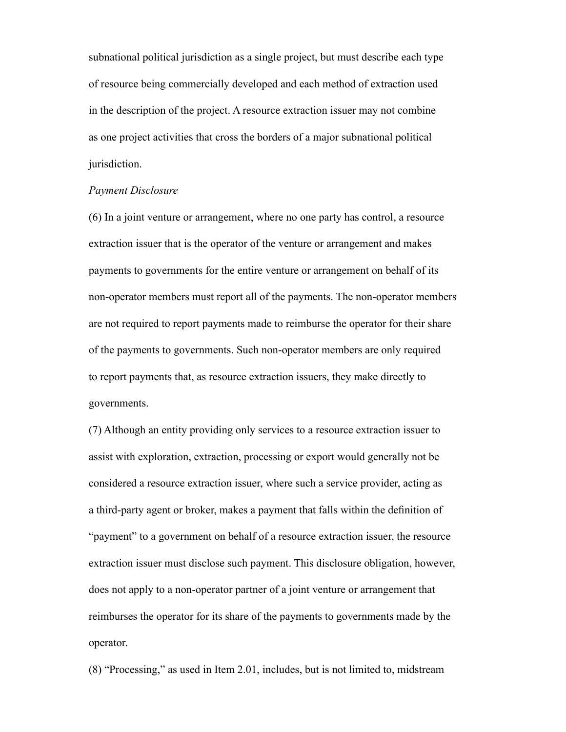subnational political jurisdiction as a single project, but must describe each type of resource being commercially developed and each method of extraction used in the description of the project. A resource extraction issuer may not combine as one project activities that cross the borders of a major subnational political jurisdiction.

*Payment Disclosure*

(6) In a joint venture or arrangement, where no one party has control, a resource extraction issuer that is the operator of the venture or arrangement and makes payments to governments for the entire venture or arrangement on behalf of its non-operator members must report all of the payments. The non-operator members are not required to report payments made to reimburse the operator for their share of the payments to governments. Such non-operator members are only required to report payments that, as resource extraction issuers, they make directly to governments.

(7) Although an entity providing only services to a resource extraction issuer to assist with exploration, extraction, processing or export would generally not be considered a resource extraction issuer, where such a service provider, acting as a third-party agent or broker, makes a payment that falls within the definition of "payment" to a government on behalf of a resource extraction issuer, the resource extraction issuer must disclose such payment. This disclosure obligation, however, does not apply to a non-operator partner of a joint venture or arrangement that reimburses the operator for its share of the payments to governments made by the operator.

(8) "Processing," as used in Item 2.01, includes, but is not limited to, midstream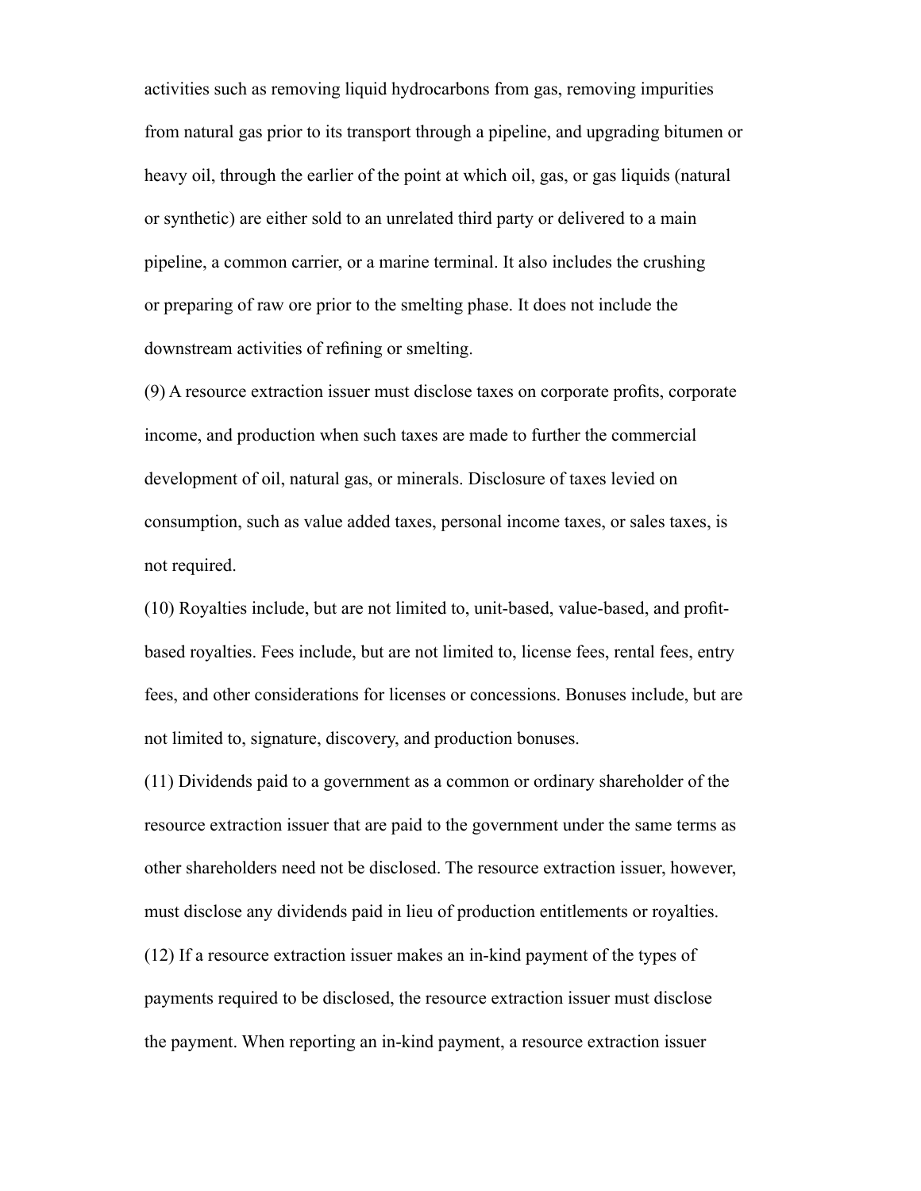activities such as removing liquid hydrocarbons from gas, removing impurities from natural gas prior to its transport through a pipeline, and upgrading bitumen or heavy oil, through the earlier of the point at which oil, gas, or gas liquids (natural or synthetic) are either sold to an unrelated third party or delivered to a main pipeline, a common carrier, or a marine terminal. It also includes the crushing or preparing of raw ore prior to the smelting phase. It does not include the downstream activities of refining or smelting.

(9) A resource extraction issuer must disclose taxes on corporate profits, corporate income, and production when such taxes are made to further the commercial development of oil, natural gas, or minerals. Disclosure of taxes levied on consumption, such as value added taxes, personal income taxes, or sales taxes, is not required.

(10) Royalties include, but are not limited to, unit-based, value-based, and profit-based royalties. Fees include, but are not limited to, license fees, rental fees, entry fees, and other considerations for licenses or concessions. Bonuses include, but are not limited to, signature, discovery, and production bonuses.

(11) Dividends paid to a government as a common or ordinary shareholder of the resource extraction issuer that are paid to the government under the same terms as other shareholders need not be disclosed. The resource extraction issuer, however, must disclose any dividends paid in lieu of production entitlements or royalties.

(12) If a resource extraction issuer makes an in-kind payment of the types of payments required to be disclosed, the resource extraction issuer must disclose the payment. When reporting an in-kind payment, a resource extraction issuer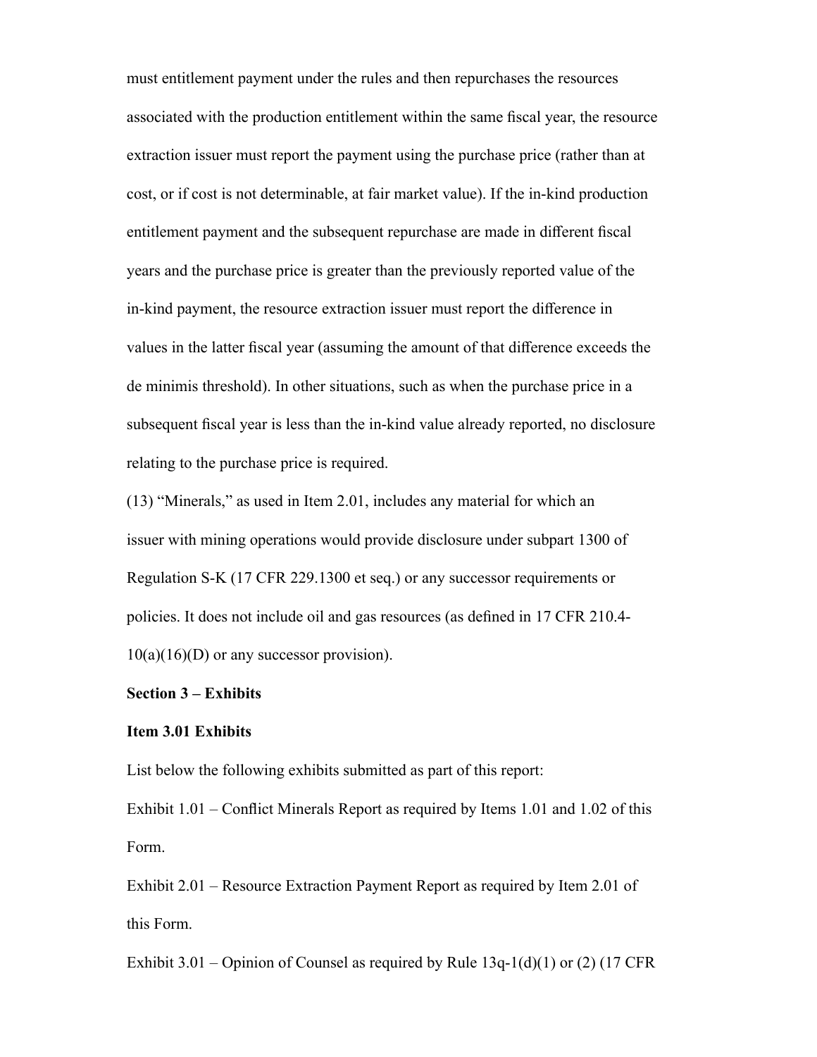must entitlement payment under the rules and then repurchases the resources associated with the production entitlement within the same fiscal year, the resource extraction issuer must report the payment using the purchase price (rather than at cost, or if cost is not determinable, at fair market value). If the in-kind production entitlement payment and the subsequent repurchase are made in different fiscal years and the purchase price is greater than the previously reported value of the in-kind payment, the resource extraction issuer must report the difference in values in the latter fiscal year (assuming the amount of that difference exceeds the de minimis threshold). In other situations, such as when the purchase price in a subsequent fiscal year is less than the in-kind value already reported, no disclosure relating to the purchase price is required.

(13) "Minerals," as used in Item 2.01, includes any material for which an issuer with mining operations would provide disclosure under subpart 1300 of Regulation S-K (17 CFR 229.1300 et seq.) or any successor requirements or policies. It does not include oil and gas resources (as defined in 17 CFR 210.4-10(a)(16)(D) or any successor provision).

**Section 3 – Exhibits**

**Item 3.01 Exhibits**

List below the following exhibits submitted as part of this report:

Exhibit 1.01 – Conflict Minerals Report as required by Items 1.01 and 1.02 of this Form.

Exhibit 2.01 – Resource Extraction Payment Report as required by Item 2.01 of this Form.

Exhibit 3.01 – Opinion of Counsel as required by Rule 13q-1(d)(1) or (2) (17 CFR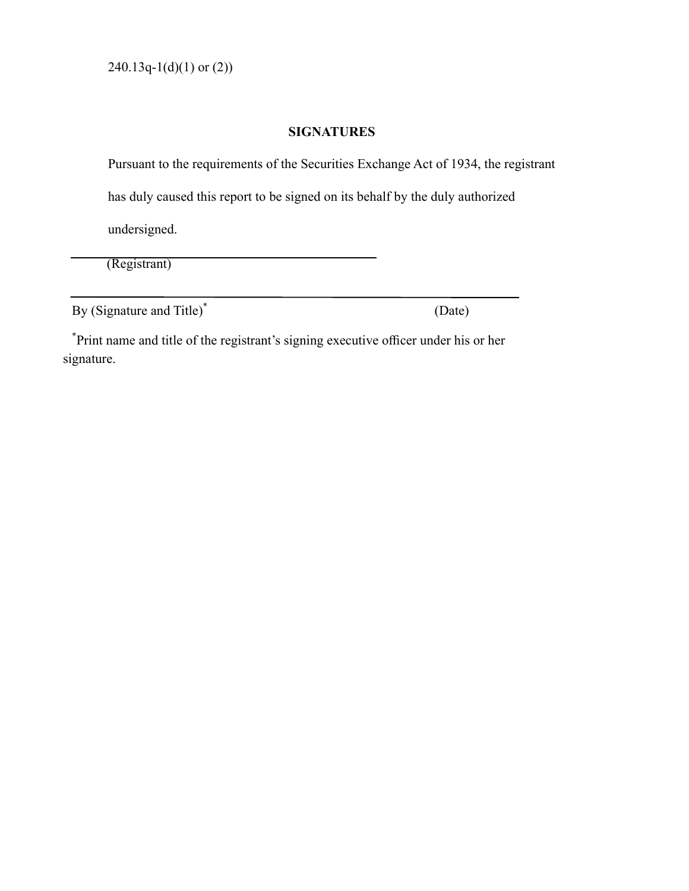240.13q-1(d)(1) or (2))

## SIGNATURES

Pursuant to the requirements of the Securities Exchange Act of 1934, the registrant has duly caused this report to be signed on its behalf by the duly authorized undersigned.

\_\_\_\_\_\_\_\_\_\_\_\_\_\_\_\_\_\_\_\_\_\_\_\_\_\_\_\_\_\_\_\_\_\_\_\_\_\_\_\_

(Registrant)

\_\_\_\_\_\_\_\_\_\_\_\_\_\_\_\_\_\_\_\_\_\_\_\_\_\_\_\_\_\_\_\_\_\_\_\_\_\_\_\_\_\_\_\_\_\_\_\_\_\_\_\_\_\_\_\_\_\_\_\_

By (Signature and Title)* (Date)

*Print name and title of the registrant's signing executive officer under his or her signature.